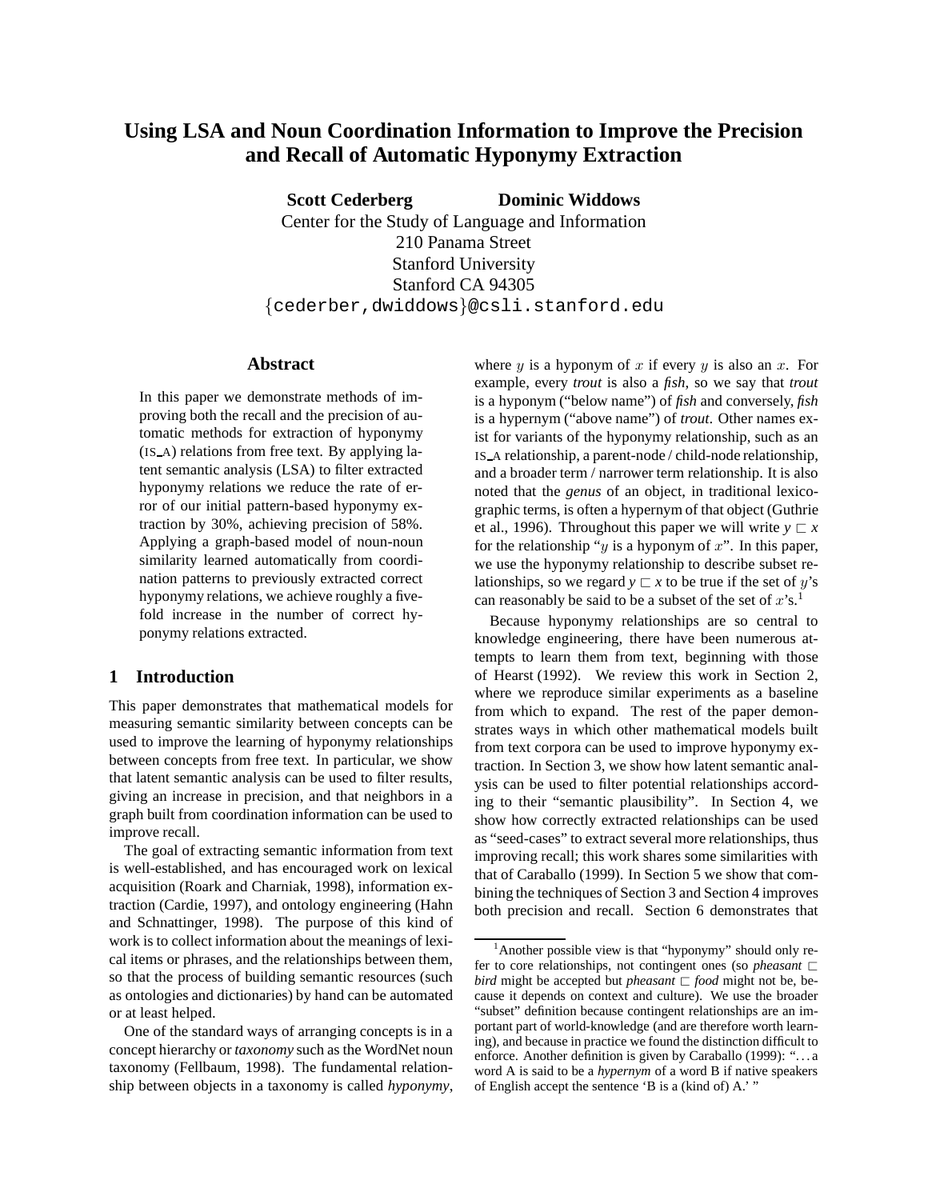# Using LSA and Noun Coordination Information to Improve the Precision and Recall of Automatic Hyponymy Extraction

**Scott Cederberg** **Dominic Widdows**

Center for the Study of Language and Information
210 Panama Street
Stanford University
Stanford CA 94305
{cederber,dwiddows}@csli.stanford.edu

## Abstract

In this paper we demonstrate methods of improving both the recall and the precision of automatic methods for extraction of hyponymy (IS_A) relations from free text. By applying latent semantic analysis (LSA) to filter extracted hyponymy relations we reduce the rate of error of our initial pattern-based hyponymy extraction by 30%, achieving precision of 58%. Applying a graph-based model of noun-noun similarity learned automatically from coordination patterns to previously extracted correct hyponymy relations, we achieve roughly a five-fold increase in the number of correct hyponymy relations extracted.

## 1 Introduction

This paper demonstrates that mathematical models for measuring semantic similarity between concepts can be used to improve the learning of hyponymy relationships between concepts from free text. In particular, we show that latent semantic analysis can be used to filter results, giving an increase in precision, and that neighbors in a graph built from coordination information can be used to improve recall.

The goal of extracting semantic information from text is well-established, and has encouraged work on lexical acquisition (Roark and Charniak, 1998), information extraction (Cardie, 1997), and ontology engineering (Hahn and Schnattinger, 1998). The purpose of this kind of work is to collect information about the meanings of lexical items or phrases, and the relationships between them, so that the process of building semantic resources (such as ontologies and dictionaries) by hand can be automated or at least helped.

One of the standard ways of arranging concepts is in a concept hierarchy or *taxonomy* such as the WordNet noun taxonomy (Fellbaum, 1998). The fundamental relationship between objects in a taxonomy is called *hyponymy*, where $y$ is a hyponym of $x$ if every $y$ is also an $x$. For example, every *trout* is also a *fish*, so we say that *trout* is a hyponym ("below name") of *fish* and conversely, *fish* is a hypernym ("above name") of *trout*. Other names exist for variants of the hyponymy relationship, such as an IS_A relationship, a parent-node / child-node relationship, and a broader term / narrower term relationship. It is also noted that the *genus* of an object, in traditional lexicographic terms, is often a hypernym of that object (Guthrie et al., 1996). Throughout this paper we will write $y \sqsubset x$ for the relationship "$y$ is a hyponym of $x$". In this paper, we use the hyponymy relationship to describe subset relationships, so we regard $y \sqsubset x$ to be true if the set of $y$'s can reasonably be said to be a subset of the set of $x$'s.[1]

Because hyponymy relationships are so central to knowledge engineering, there have been numerous attempts to learn them from text, beginning with those of Hearst (1992). We review this work in Section 2, where we reproduce similar experiments as a baseline from which to expand. The rest of the paper demonstrates ways in which other mathematical models built from text corpora can be used to improve hyponymy extraction. In Section 3, we show how latent semantic analysis can be used to filter potential relationships according to their "semantic plausibility". In Section 4, we show how correctly extracted relationships can be used as "seed-cases" to extract several more relationships, thus improving recall; this work shares some similarities with that of Caraballo (1999). In Section 5 we show that combining the techniques of Section 3 and Section 4 improves both precision and recall. Section 6 demonstrates that

[1] Another possible view is that "hyponymy" should only refer to core relationships, not contingent ones (so *pheasant* $\sqsubset$ *bird* might be accepted but *pheasant* $\sqsubset$ *food* might not be, because it depends on context and culture). We use the broader "subset" definition because contingent relationships are an important part of world-knowledge (and are therefore worth learning), and because in practice we found the distinction difficult to enforce. Another definition is given by Caraballo (1999): "…a word A is said to be a *hypernym* of a word B if native speakers of English accept the sentence 'B is a (kind of) A.' "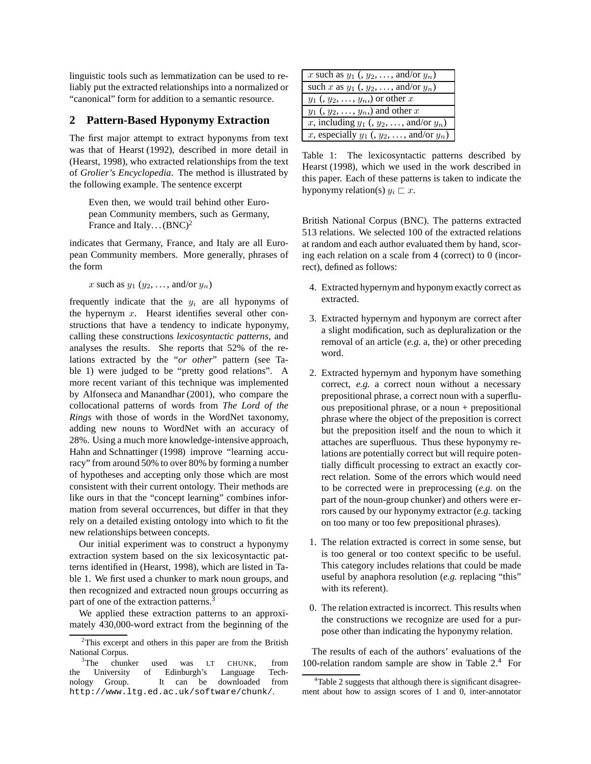linguistic tools such as lemmatization can be used to reliably put the extracted relationships into a normalized or "canonical" form for addition to a semantic resource.

## 2 Pattern-Based Hyponymy Extraction

The first major attempt to extract hyponyms from text was that of Hearst (1992), described in more detail in (Hearst, 1998), who extracted relationships from the text of *Grolier's Encyclopedia*. The method is illustrated by the following example. The sentence excerpt

> Even then, we would trail behind other European Community members, such as Germany, France and Italy. . . (BNC)[2]

indicates that Germany, France, and Italy are all European Community members. More generally, phrases of the form

> $x$ such as $y_1$ ($y_2$, . . . , and/or $y_n$)

frequently indicate that the $y_i$ are all hyponyms of the hypernym $x$. Hearst identifies several other constructions that have a tendency to indicate hyponymy, calling these constructions *lexicosyntactic patterns*, and analyses the results. She reports that 52% of the relations extracted by the "*or other*" pattern (see Table 1) were judged to be "pretty good relations". A more recent variant of this technique was implemented by Alfonseca and Manandhar (2001), who compare the collocational patterns of words from *The Lord of the Rings* with those of words in the WordNet taxonomy, adding new nouns to WordNet with an accuracy of 28%. Using a much more knowledge-intensive approach, Hahn and Schnattinger (1998) improve "learning accuracy" from around 50% to over 80% by forming a number of hypotheses and accepting only those which are most consistent with their current ontology. Their methods are like ours in that the "concept learning" combines information from several occurrences, but differ in that they rely on a detailed existing ontology into which to fit the new relationships between concepts.

Our initial experiment was to construct a hyponymy extraction system based on the six lexicosyntactic patterns identified in (Hearst, 1998), which are listed in Table 1. We first used a chunker to mark noun groups, and then recognized and extracted noun groups occurring as part of one of the extraction patterns.[3]

| |
|---|
| $x$ such as $y_1$ (, $y_2$, . . . , and/or $y_n$) |
| such $x$ as $y_1$ (, $y_2$, . . . , and/or $y_n$) |
| $y_1$ (, $y_2$, . . . , $y_n$,) or other $x$ |
| $y_1$ (, $y_2$, . . . , $y_n$,) and other $x$ |
| $x$, including $y_1$ (, $y_2$, . . . , and/or $y_n$) |
| $x$, especially $y_1$ (, $y_2$, . . . , and/or $y_n$) |

Table 1: The lexicosyntactic patterns described by Hearst (1998), which we used in the work described in this paper. Each of these patterns is taken to indicate the hyponymy relation(s) $y_i \sqsubset x$.

We applied these extraction patterns to an approximately 430,000-word extract from the beginning of the British National Corpus (BNC). The patterns extracted 513 relations. We selected 100 of the extracted relations at random and each author evaluated them by hand, scoring each relation on a scale from 4 (correct) to 0 (incorrect), defined as follows:

4. Extracted hypernym and hyponym exactly correct as extracted.

3. Extracted hypernym and hyponym are correct after a slight modification, such as depluralization or the removal of an article (*e.g.* a, the) or other preceding word.

2. Extracted hypernym and hyponym have something correct, *e.g.* a correct noun without a necessary prepositional phrase, a correct noun with a superfluous prepositional phrase, or a noun + prepositional phrase where the object of the preposition is correct but the preposition itself and the noun to which it attaches are superfluous. Thus these hyponymy relations are potentially correct but will require potentially difficult processing to extract an exactly correct relation. Some of the errors which would need to be corrected were in preprocessing (*e.g.* on the part of the noun-group chunker) and others were errors caused by our hyponymy extractor (*e.g.* tacking on too many or too few prepositional phrases).

1. The relation extracted is correct in some sense, but is too general or too context specific to be useful. This category includes relations that could be made useful by anaphora resolution (*e.g.* replacing "this" with its referent).

0. The relation extracted is incorrect. This results when the constructions we recognize are used for a purpose other than indicating the hyponymy relation.

The results of each of the authors' evaluations of the 100-relation random sample are show in Table 2.[4] For

[2] This excerpt and others in this paper are from the British National Corpus.

[3] The chunker used was LT CHUNK, from the University of Edinburgh's Language Technology Group. It can be downloaded from http://www.ltg.ed.ac.uk/software/chunk/.

[4] Table 2 suggests that although there is significant disagreement about how to assign scores of 1 and 0, inter-annotator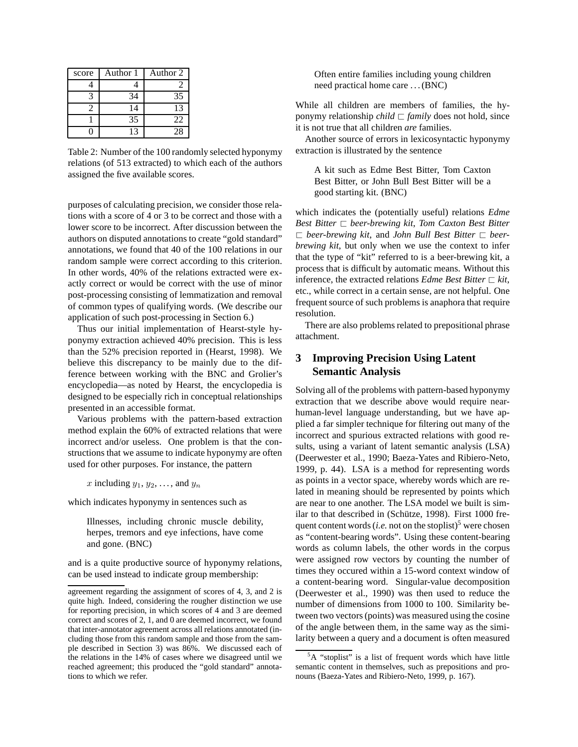| score | Author 1 | Author 2 |
|---|---|---|
| 4 | 4 | 2 |
| 3 | 34 | 35 |
| 2 | 14 | 13 |
| 1 | 35 | 22 |
| 0 | 13 | 28 |

Table 2: Number of the 100 randomly selected hyponymy relations (of 513 extracted) to which each of the authors assigned the five available scores.

purposes of calculating precision, we consider those relations with a score of 4 or 3 to be correct and those with a lower score to be incorrect. After discussion between the authors on disputed annotations to create "gold standard" annotations, we found that 40 of the 100 relations in our random sample were correct according to this criterion. In other words, 40% of the relations extracted were exactly correct or would be correct with the use of minor post-processing consisting of lemmatization and removal of common types of qualifying words. (We describe our application of such post-processing in Section 6.)

Thus our initial implementation of Hearst-style hyponymy extraction achieved 40% precision. This is less than the 52% precision reported in (Hearst, 1998). We believe this discrepancy to be mainly due to the difference between working with the BNC and Grolier's encyclopedia—as noted by Hearst, the encyclopedia is designed to be especially rich in conceptual relationships presented in an accessible format.

Various problems with the pattern-based extraction method explain the 60% of extracted relations that were incorrect and/or useless. One problem is that the constructions that we assume to indicate hyponymy are often used for other purposes. For instance, the pattern

> $x$ including $y_1$, $y_2$, ..., and $y_n$

which indicates hyponymy in sentences such as

> Illnesses, including chronic muscle debility, herpes, tremors and eye infections, have come and gone. (BNC)

and is a quite productive source of hyponymy relations, can be used instead to indicate group membership:

> Often entire families including young children need practical home care ... (BNC)

While all children are members of families, the hyponymy relationship *child* $\sqsubset$ *family* does not hold, since it is not true that all children *are* families.

Another source of errors in lexicosyntactic hyponymy extraction is illustrated by the sentence

> A kit such as Edme Best Bitter, Tom Caxton Best Bitter, or John Bull Best Bitter will be a good starting kit. (BNC)

which indicates the (potentially useful) relations *Edme Best Bitter* $\sqsubset$ *beer-brewing kit*, *Tom Caxton Best Bitter* $\sqsubset$ *beer-brewing kit*, and *John Bull Best Bitter* $\sqsubset$ *beer-brewing kit*, but only when we use the context to infer that the type of "kit" referred to is a beer-brewing kit, a process that is difficult by automatic means. Without this inference, the extracted relations *Edme Best Bitter* $\sqsubset$ *kit*, etc., while correct in a certain sense, are not helpful. One frequent source of such problems is anaphora that require resolution.

There are also problems related to prepositional phrase attachment.

## 3 Improving Precision Using Latent Semantic Analysis

Solving all of the problems with pattern-based hyponymy extraction that we describe above would require near-human-level language understanding, but we have applied a far simpler technique for filtering out many of the incorrect and spurious extracted relations with good results, using a variant of latent semantic analysis (LSA) (Deerwester et al., 1990; Baeza-Yates and Ribiero-Neto, 1999, p. 44). LSA is a method for representing words as points in a vector space, whereby words which are related in meaning should be represented by points which are near to one another. The LSA model we built is similar to that described in (Schütze, 1998). First 1000 frequent content words (*i.e.* not on the stoplist)[5] were chosen as "content-bearing words". Using these content-bearing words as column labels, the other words in the corpus were assigned row vectors by counting the number of times they occured within a 15-word context window of a content-bearing word. Singular-value decomposition (Deerwester et al., 1990) was then used to reduce the number of dimensions from 1000 to 100. Similarity between two vectors (points) was measured using the cosine of the angle between them, in the same way as the similarity between a query and a document is often measured

agreement regarding the assignment of scores of 4, 3, and 2 is quite high. Indeed, considering the rougher distinction we use for reporting precision, in which scores of 4 and 3 are deemed correct and scores of 2, 1, and 0 are deemed incorrect, we found that inter-annotator agreement across all relations annotated (including those from this random sample and those from the sample described in Section 3) was 86%. We discussed each of the relations in the 14% of cases where we disagreed until we reached agreement; this produced the "gold standard" annotations to which we refer.

[5] A "stoplist" is a list of frequent words which have little semantic content in themselves, such as prepositions and pronouns (Baeza-Yates and Ribiero-Neto, 1999, p. 167).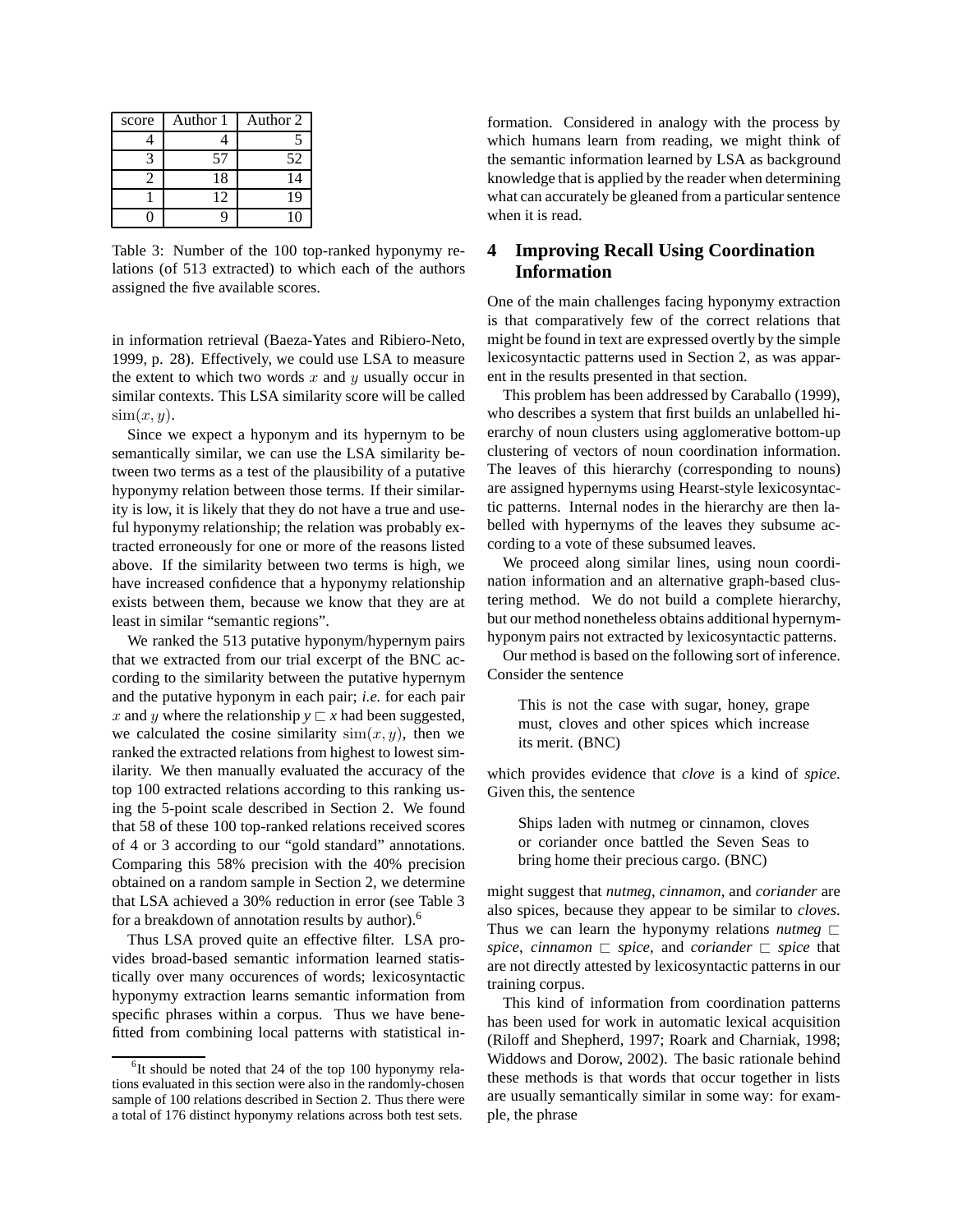| score | Author 1 | Author 2 |
|---|---|---|
| 4 | 4 | 5 |
| 3 | 57 | 52 |
| 2 | 18 | 14 |
| 1 | 12 | 19 |
| 0 | 9 | 10 |

Table 3: Number of the 100 top-ranked hyponymy relations (of 513 extracted) to which each of the authors assigned the five available scores.

in information retrieval (Baeza-Yates and Ribiero-Neto, 1999, p. 28). Effectively, we could use LSA to measure the extent to which two words $x$ and $y$ usually occur in similar contexts. This LSA similarity score will be called $\mathrm{sim}(x, y)$.

Since we expect a hyponym and its hypernym to be semantically similar, we can use the LSA similarity between two terms as a test of the plausibility of a putative hyponymy relation between those terms. If their similarity is low, it is likely that they do not have a true and useful hyponymy relationship; the relation was probably extracted erroneously for one or more of the reasons listed above. If the similarity between two terms is high, we have increased confidence that a hyponymy relationship exists between them, because we know that they are at least in similar "semantic regions".

We ranked the 513 putative hyponym/hypernym pairs that we extracted from our trial excerpt of the BNC according to the similarity between the putative hypernym and the putative hyponym in each pair; *i.e.* for each pair $x$ and $y$ where the relationship $y \sqsubset x$ had been suggested, we calculated the cosine similarity $\mathrm{sim}(x, y)$, then we ranked the extracted relations from highest to lowest similarity. We then manually evaluated the accuracy of the top 100 extracted relations according to this ranking using the 5-point scale described in Section 2. We found that 58 of these 100 top-ranked relations received scores of 4 or 3 according to our "gold standard" annotations. Comparing this 58% precision with the 40% precision obtained on a random sample in Section 2, we determine that LSA achieved a 30% reduction in error (see Table 3 for a breakdown of annotation results by author).[6]

Thus LSA proved quite an effective filter. LSA provides broad-based semantic information learned statistically over many occurences of words; lexicosyntactic hyponymy extraction learns semantic information from specific phrases within a corpus. Thus we have benefitted from combining local patterns with statistical information. Considered in analogy with the process by which humans learn from reading, we might think of the semantic information learned by LSA as background knowledge that is applied by the reader when determining what can accurately be gleaned from a particular sentence when it is read.

[6] It should be noted that 24 of the top 100 hyponymy relations evaluated in this section were also in the randomly-chosen sample of 100 relations described in Section 2. Thus there were a total of 176 distinct hyponymy relations across both test sets.

## 4 Improving Recall Using Coordination Information

One of the main challenges facing hyponymy extraction is that comparatively few of the correct relations that might be found in text are expressed overtly by the simple lexicosyntactic patterns used in Section 2, as was apparent in the results presented in that section.

This problem has been addressed by Caraballo (1999), who describes a system that first builds an unlabelled hierarchy of noun clusters using agglomerative bottom-up clustering of vectors of noun coordination information. The leaves of this hierarchy (corresponding to nouns) are assigned hypernyms using Hearst-style lexicosyntactic patterns. Internal nodes in the hierarchy are then labelled with hypernyms of the leaves they subsume according to a vote of these subsumed leaves.

We proceed along similar lines, using noun coordination information and an alternative graph-based clustering method. We do not build a complete hierarchy, but our method nonetheless obtains additional hypernym-hyponym pairs not extracted by lexicosyntactic patterns.

Our method is based on the following sort of inference. Consider the sentence

> This is not the case with sugar, honey, grape must, cloves and other spices which increase its merit. (BNC)

which provides evidence that *clove* is a kind of *spice*. Given this, the sentence

> Ships laden with nutmeg or cinnamon, cloves or coriander once battled the Seven Seas to bring home their precious cargo. (BNC)

might suggest that *nutmeg*, *cinnamon*, and *coriander* are also spices, because they appear to be similar to *cloves*. Thus we can learn the hyponymy relations *nutmeg* $\sqsubset$ *spice*, *cinnamon* $\sqsubset$ *spice*, and *coriander* $\sqsubset$ *spice* that are not directly attested by lexicosyntactic patterns in our training corpus.

This kind of information from coordination patterns has been used for work in automatic lexical acquisition (Riloff and Shepherd, 1997; Roark and Charniak, 1998; Widdows and Dorow, 2002). The basic rationale behind these methods is that words that occur together in lists are usually semantically similar in some way: for example, the phrase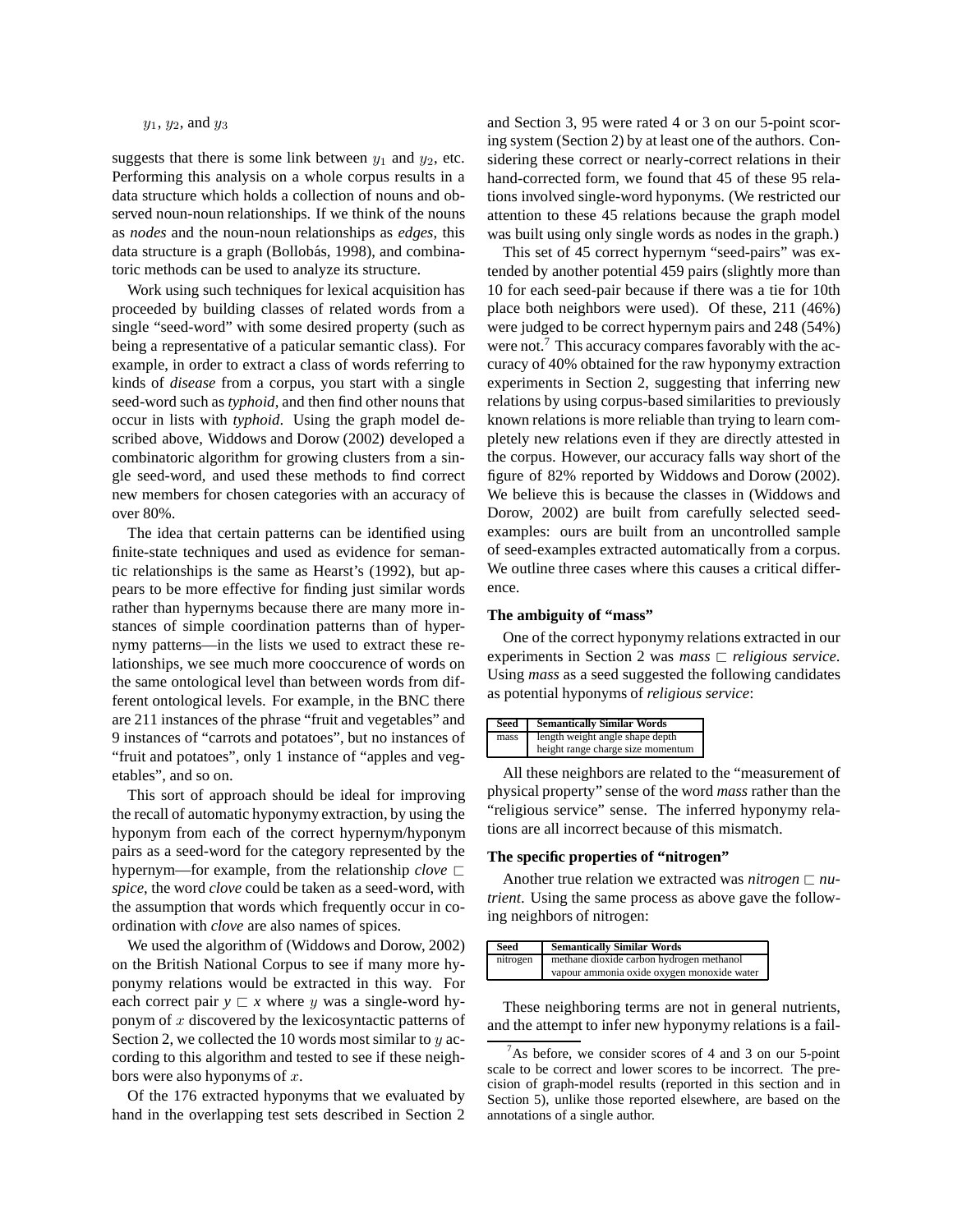$y_1$, $y_2$, and $y_3$

suggests that there is some link between $y_1$ and $y_2$, etc. Performing this analysis on a whole corpus results in a data structure which holds a collection of nouns and observed noun-noun relationships. If we think of the nouns as *nodes* and the noun-noun relationships as *edges*, this data structure is a graph (Bollobás, 1998), and combinatoric methods can be used to analyze its structure.

Work using such techniques for lexical acquisition has proceeded by building classes of related words from a single "seed-word" with some desired property (such as being a representative of a paticular semantic class). For example, in order to extract a class of words referring to kinds of *disease* from a corpus, you start with a single seed-word such as *typhoid*, and then find other nouns that occur in lists with *typhoid*. Using the graph model described above, Widdows and Dorow (2002) developed a combinatoric algorithm for growing clusters from a single seed-word, and used these methods to find correct new members for chosen categories with an accuracy of over 80%.

The idea that certain patterns can be identified using finite-state techniques and used as evidence for semantic relationships is the same as Hearst's (1992), but appears to be more effective for finding just similar words rather than hypernyms because there are many more instances of simple coordination patterns than of hypernymy patterns—in the lists we used to extract these relationships, we see much more cooccurence of words on the same ontological level than between words from different ontological levels. For example, in the BNC there are 211 instances of the phrase "fruit and vegetables" and 9 instances of "carrots and potatoes", but no instances of "fruit and potatoes", only 1 instance of "apples and vegetables", and so on.

This sort of approach should be ideal for improving the recall of automatic hyponymy extraction, by using the hyponym from each of the correct hypernym/hyponym pairs as a seed-word for the category represented by the hypernym—for example, from the relationship *clove* $\sqsubset$ *spice*, the word *clove* could be taken as a seed-word, with the assumption that words which frequently occur in coordination with *clove* are also names of spices.

We used the algorithm of (Widdows and Dorow, 2002) on the British National Corpus to see if many more hyponymy relations would be extracted in this way. For each correct pair $y \sqsubset x$ where $y$ was a single-word hyponym of $x$ discovered by the lexicosyntactic patterns of Section 2, we collected the 10 words most similar to $y$ according to this algorithm and tested to see if these neighbors were also hyponyms of $x$.

Of the 176 extracted hyponyms that we evaluated by hand in the overlapping test sets described in Section 2 and Section 3, 95 were rated 4 or 3 on our 5-point scoring system (Section 2) by at least one of the authors. Considering these correct or nearly-correct relations in their hand-corrected form, we found that 45 of these 95 relations involved single-word hyponyms. (We restricted our attention to these 45 relations because the graph model was built using only single words as nodes in the graph.)

This set of 45 correct hypernym "seed-pairs" was extended by another potential 459 pairs (slightly more than 10 for each seed-pair because if there was a tie for 10th place both neighbors were used). Of these, 211 (46%) were judged to be correct hypernym pairs and 248 (54%) were not.[7] This accuracy compares favorably with the accuracy of 40% obtained for the raw hyponymy extraction experiments in Section 2, suggesting that inferring new relations by using corpus-based similarities to previously known relations is more reliable than trying to learn completely new relations even if they are directly attested in the corpus. However, our accuracy falls way short of the figure of 82% reported by Widdows and Dorow (2002). We believe this is because the classes in (Widdows and Dorow, 2002) are built from carefully selected seed-examples: ours are built from an uncontrolled sample of seed-examples extracted automatically from a corpus. We outline three cases where this causes a critical difference.

**The ambiguity of "mass"**

One of the correct hyponymy relations extracted in our experiments in Section 2 was *mass* $\sqsubset$ *religious service*. Using *mass* as a seed suggested the following candidates as potential hyponyms of *religious service*:

| Seed | Semantically Similar Words |
|---|---|
| mass | length weight angle shape depth height range charge size momentum |

All these neighbors are related to the "measurement of physical property" sense of the word *mass* rather than the "religious service" sense. The inferred hyponymy relations are all incorrect because of this mismatch.

**The specific properties of "nitrogen"**

Another true relation we extracted was *nitrogen* $\sqsubset$ *nutrient*. Using the same process as above gave the following neighbors of nitrogen:

| Seed | Semantically Similar Words |
|---|---|
| nitrogen | methane dioxide carbon hydrogen methanol vapour ammonia oxide oxygen monoxide water |

These neighboring terms are not in general nutrients, and the attempt to infer new hyponymy relations is a fail-

[7] As before, we consider scores of 4 and 3 on our 5-point scale to be correct and lower scores to be incorrect. The precision of graph-model results (reported in this section and in Section 5), unlike those reported elsewhere, are based on the annotations of a single author.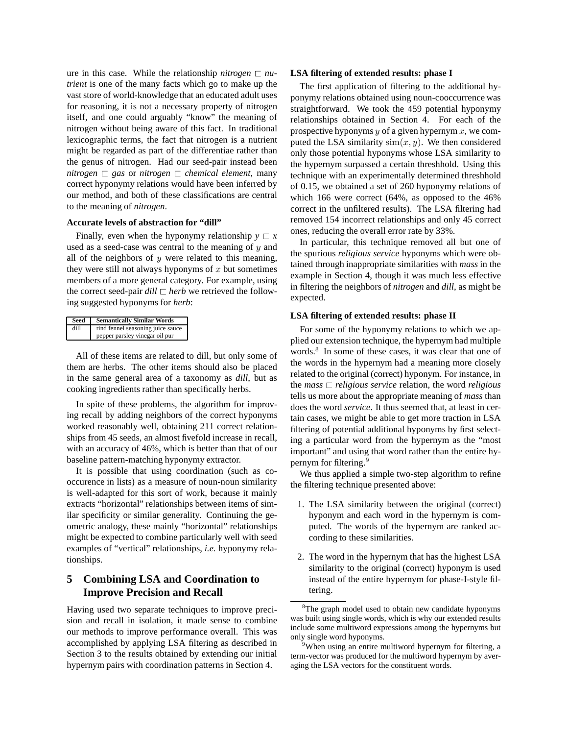ure in this case. While the relationship *nitrogen* $\sqsubset$ *nutrient* is one of the many facts which go to make up the vast store of world-knowledge that an educated adult uses for reasoning, it is not a necessary property of nitrogen itself, and one could arguably "know" the meaning of nitrogen without being aware of this fact. In traditional lexicographic terms, the fact that nitrogen is a nutrient might be regarded as part of the differentiae rather than the genus of nitrogen. Had our seed-pair instead been *nitrogen* $\sqsubset$ *gas* or *nitrogen* $\sqsubset$ *chemical element*, many correct hyponymy relations would have been inferred by our method, and both of these classifications are central to the meaning of *nitrogen*.

**Accurate levels of abstraction for "dill"**

Finally, even when the hyponymy relationship $y \sqsubset x$ used as a seed-case was central to the meaning of $y$ and all of the neighbors of $y$ were related to this meaning, they were still not always hyponyms of $x$ but sometimes members of a more general category. For example, using the correct seed-pair *dill* $\sqsubset$ *herb* we retrieved the following suggested hyponyms for *herb*:

| Seed | Semantically Similar Words |
| --- | --- |
| dill | rind fennel seasoning juice sauce pepper parsley vinegar oil pur |

All of these items are related to dill, but only some of them are herbs. The other items should also be placed in the same general area of a taxonomy as *dill*, but as cooking ingredients rather than specifically herbs.

In spite of these problems, the algorithm for improving recall by adding neighbors of the correct hyponyms worked reasonably well, obtaining 211 correct relationships from 45 seeds, an almost fivefold increase in recall, with an accuracy of 46%, which is better than that of our baseline pattern-matching hyponymy extractor.

It is possible that using coordination (such as co-occurence in lists) as a measure of noun-noun similarity is well-adapted for this sort of work, because it mainly extracts "horizontal" relationships between items of similar specificity or similar generality. Continuing the geometric analogy, these mainly "horizontal" relationships might be expected to combine particularly well with seed examples of "vertical" relationships, *i.e.* hyponymy relationships.

## 5 Combining LSA and Coordination to Improve Precision and Recall

Having used two separate techniques to improve precision and recall in isolation, it made sense to combine our methods to improve performance overall. This was accomplished by applying LSA filtering as described in Section 3 to the results obtained by extending our initial hypernym pairs with coordination patterns in Section 4.

**LSA filtering of extended results: phase I**

The first application of filtering to the additional hyponymy relations obtained using noun-cooccurrence was straightforward. We took the 459 potential hyponymy relationships obtained in Section 4. For each of the prospective hyponyms $y$ of a given hypernym $x$, we computed the LSA similarity $\mathrm{sim}(x, y)$. We then considered only those potential hyponyms whose LSA similarity to the hypernym surpassed a certain threshhold. Using this technique with an experimentally determined threshhold of 0.15, we obtained a set of 260 hyponymy relations of which 166 were correct (64%, as opposed to the 46% correct in the unfiltered results). The LSA filtering had removed 154 incorrect relationships and only 45 correct ones, reducing the overall error rate by 33%.

In particular, this technique removed all but one of the spurious *religious service* hyponyms which were obtained through inappropriate similarities with *mass* in the example in Section 4, though it was much less effective in filtering the neighbors of *nitrogen* and *dill*, as might be expected.

**LSA filtering of extended results: phase II**

For some of the hyponymy relations to which we applied our extension technique, the hypernym had multiple words.[8] In some of these cases, it was clear that one of the words in the hypernym had a meaning more closely related to the original (correct) hyponym. For instance, in the *mass* $\sqsubset$ *religious service* relation, the word *religious* tells us more about the appropriate meaning of *mass* than does the word *service*. It thus seemed that, at least in certain cases, we might be able to get more traction in LSA filtering of potential additional hyponyms by first selecting a particular word from the hypernym as the "most important" and using that word rather than the entire hypernym for filtering.[9]

We thus applied a simple two-step algorithm to refine the filtering technique presented above:

1. The LSA similarity between the original (correct) hyponym and each word in the hypernym is computed. The words of the hypernym are ranked according to these similarities.

2. The word in the hypernym that has the highest LSA similarity to the original (correct) hyponym is used instead of the entire hypernym for phase-I-style filtering.

[8] The graph model used to obtain new candidate hyponyms was built using single words, which is why our extended results include some multiword expressions among the hypernyms but only single word hyponyms.

[9] When using an entire multiword hypernym for filtering, a term-vector was produced for the multiword hypernym by averaging the LSA vectors for the constituent words.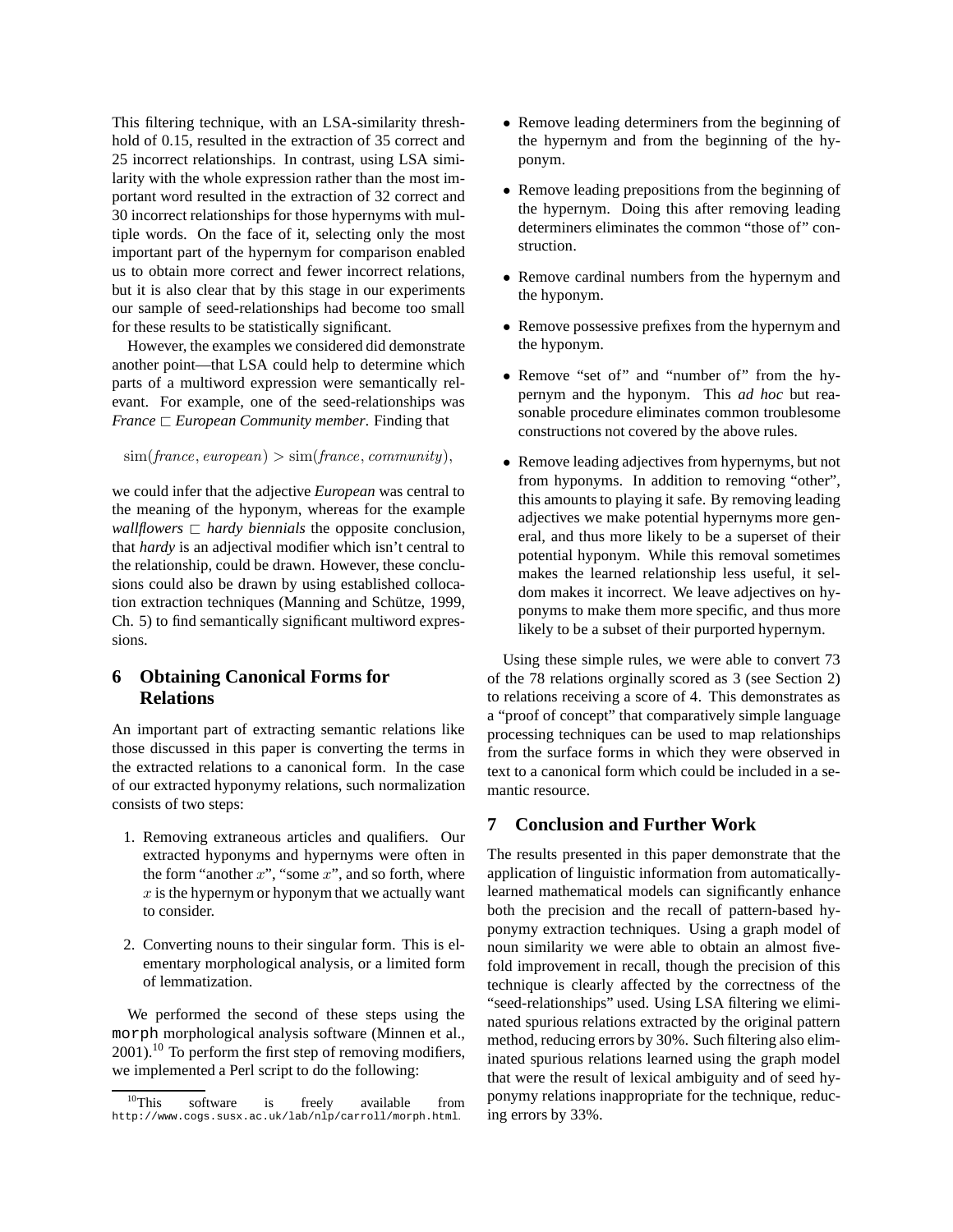This filtering technique, with an LSA-similarity threshhold of 0.15, resulted in the extraction of 35 correct and 25 incorrect relationships. In contrast, using LSA similarity with the whole expression rather than the most important word resulted in the extraction of 32 correct and 30 incorrect relationships for those hypernyms with multiple words. On the face of it, selecting only the most important part of the hypernym for comparison enabled us to obtain more correct and fewer incorrect relations, but it is also clear that by this stage in our experiments our sample of seed-relationships had become too small for these results to be statistically significant.

However, the examples we considered did demonstrate another point—that LSA could help to determine which parts of a multiword expression were semantically relevant. For example, one of the seed-relationships was *France* $\sqsubset$ *European Community member*. Finding that

$$\mathrm{sim}(\mathit{france}, \mathit{european}) > \mathrm{sim}(\mathit{france}, \mathit{community}),$$

we could infer that the adjective *European* was central to the meaning of the hyponym, whereas for the example *wallflowers* $\sqsubset$ *hardy biennials* the opposite conclusion, that *hardy* is an adjectival modifier which isn't central to the relationship, could be drawn. However, these conclusions could also be drawn by using established collocation extraction techniques (Manning and Schütze, 1999, Ch. 5) to find semantically significant multiword expressions.

## 6 Obtaining Canonical Forms for Relations

An important part of extracting semantic relations like those discussed in this paper is converting the terms in the extracted relations to a canonical form. In the case of our extracted hyponymy relations, such normalization consists of two steps:

1. Removing extraneous articles and qualifiers. Our extracted hyponyms and hypernyms were often in the form "another $x$", "some $x$", and so forth, where $x$ is the hypernym or hyponym that we actually want to consider.
2. Converting nouns to their singular form. This is elementary morphological analysis, or a limited form of lemmatization.

We performed the second of these steps using the `morph` morphological analysis software (Minnen et al., 2001).[10] To perform the first step of removing modifiers, we implemented a Perl script to do the following:

- Remove leading determiners from the beginning of the hypernym and from the beginning of the hyponym.
- Remove leading prepositions from the beginning of the hypernym. Doing this after removing leading determiners eliminates the common "those of" construction.
- Remove cardinal numbers from the hypernym and the hyponym.
- Remove possessive prefixes from the hypernym and the hyponym.
- Remove "set of" and "number of" from the hypernym and the hyponym. This *ad hoc* but reasonable procedure eliminates common troublesome constructions not covered by the above rules.
- Remove leading adjectives from hypernyms, but not from hyponyms. In addition to removing "other", this amounts to playing it safe. By removing leading adjectives we make potential hypernyms more general, and thus more likely to be a superset of their potential hyponym. While this removal sometimes makes the learned relationship less useful, it seldom makes it incorrect. We leave adjectives on hyponyms to make them more specific, and thus more likely to be a subset of their purported hypernym.

Using these simple rules, we were able to convert 73 of the 78 relations orginally scored as 3 (see Section 2) to relations receiving a score of 4. This demonstrates as a "proof of concept" that comparatively simple language processing techniques can be used to map relationships from the surface forms in which they were observed in text to a canonical form which could be included in a semantic resource.

## 7 Conclusion and Further Work

The results presented in this paper demonstrate that the application of linguistic information from automatically-learned mathematical models can significantly enhance both the precision and the recall of pattern-based hyponymy extraction techniques. Using a graph model of noun similarity we were able to obtain an almost five-fold improvement in recall, though the precision of this technique is clearly affected by the correctness of the "seed-relationships" used. Using LSA filtering we eliminated spurious relations extracted by the original pattern method, reducing errors by 30%. Such filtering also eliminated spurious relations learned using the graph model that were the result of lexical ambiguity and of seed hyponymy relations inappropriate for the technique, reducing errors by 33%.

[10] This software is freely available from http://www.cogs.susx.ac.uk/lab/nlp/carroll/morph.html.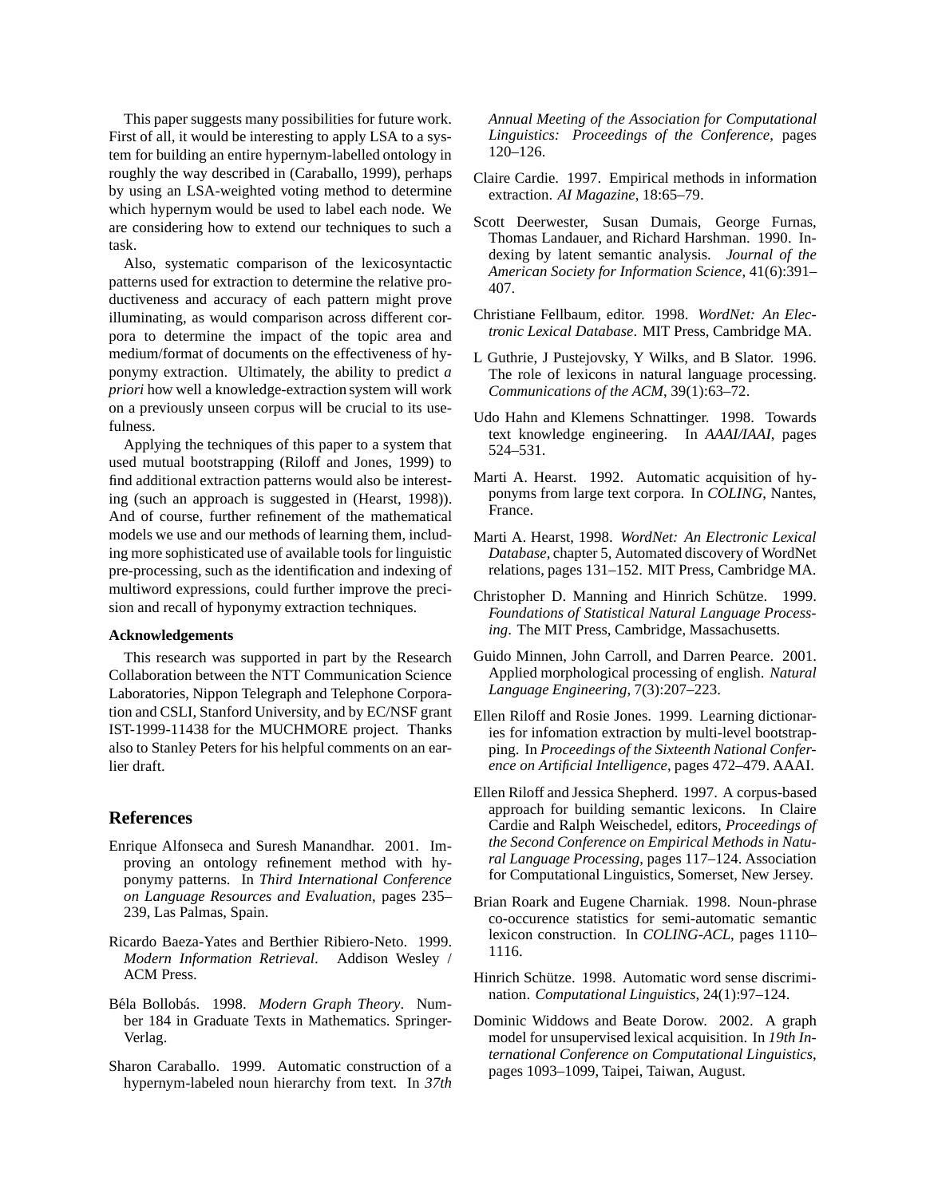This paper suggests many possibilities for future work. First of all, it would be interesting to apply LSA to a system for building an entire hypernym-labelled ontology in roughly the way described in (Caraballo, 1999), perhaps by using an LSA-weighted voting method to determine which hypernym would be used to label each node. We are considering how to extend our techniques to such a task.

Also, systematic comparison of the lexicosyntactic patterns used for extraction to determine the relative productiveness and accuracy of each pattern might prove illuminating, as would comparison across different corpora to determine the impact of the topic area and medium/format of documents on the effectiveness of hyponymy extraction. Ultimately, the ability to predict *a priori* how well a knowledge-extraction system will work on a previously unseen corpus will be crucial to its usefulness.

Applying the techniques of this paper to a system that used mutual bootstrapping (Riloff and Jones, 1999) to find additional extraction patterns would also be interesting (such an approach is suggested in (Hearst, 1998)). And of course, further refinement of the mathematical models we use and our methods of learning them, including more sophisticated use of available tools for linguistic pre-processing, such as the identification and indexing of multiword expressions, could further improve the precision and recall of hyponymy extraction techniques.

**Acknowledgements**

This research was supported in part by the Research Collaboration between the NTT Communication Science Laboratories, Nippon Telegraph and Telephone Corporation and CSLI, Stanford University, and by EC/NSF grant IST-1999-11438 for the MUCHMORE project. Thanks also to Stanley Peters for his helpful comments on an earlier draft.

## References

Enrique Alfonseca and Suresh Manandhar. 2001. Improving an ontology refinement method with hyponymy patterns. In *Third International Conference on Language Resources and Evaluation*, pages 235–239, Las Palmas, Spain.

Ricardo Baeza-Yates and Berthier Ribiero-Neto. 1999. *Modern Information Retrieval*. Addison Wesley / ACM Press.

Béla Bollobás. 1998. *Modern Graph Theory*. Number 184 in Graduate Texts in Mathematics. Springer-Verlag.

Sharon Caraballo. 1999. Automatic construction of a hypernym-labeled noun hierarchy from text. In *37th Annual Meeting of the Association for Computational Linguistics: Proceedings of the Conference*, pages 120–126.

Claire Cardie. 1997. Empirical methods in information extraction. *AI Magazine*, 18:65–79.

Scott Deerwester, Susan Dumais, George Furnas, Thomas Landauer, and Richard Harshman. 1990. Indexing by latent semantic analysis. *Journal of the American Society for Information Science*, 41(6):391–407.

Christiane Fellbaum, editor. 1998. *WordNet: An Electronic Lexical Database*. MIT Press, Cambridge MA.

L Guthrie, J Pustejovsky, Y Wilks, and B Slator. 1996. The role of lexicons in natural language processing. *Communications of the ACM*, 39(1):63–72.

Udo Hahn and Klemens Schnattinger. 1998. Towards text knowledge engineering. In *AAAI/IAAI*, pages 524–531.

Marti A. Hearst. 1992. Automatic acquisition of hyponyms from large text corpora. In *COLING*, Nantes, France.

Marti A. Hearst, 1998. *WordNet: An Electronic Lexical Database*, chapter 5, Automated discovery of WordNet relations, pages 131–152. MIT Press, Cambridge MA.

Christopher D. Manning and Hinrich Schütze. 1999. *Foundations of Statistical Natural Language Processing*. The MIT Press, Cambridge, Massachusetts.

Guido Minnen, John Carroll, and Darren Pearce. 2001. Applied morphological processing of english. *Natural Language Engineering*, 7(3):207–223.

Ellen Riloff and Rosie Jones. 1999. Learning dictionaries for infomation extraction by multi-level bootstrapping. In *Proceedings of the Sixteenth National Conference on Artificial Intelligence*, pages 472–479. AAAI.

Ellen Riloff and Jessica Shepherd. 1997. A corpus-based approach for building semantic lexicons. In Claire Cardie and Ralph Weischedel, editors, *Proceedings of the Second Conference on Empirical Methods in Natural Language Processing*, pages 117–124. Association for Computational Linguistics, Somerset, New Jersey.

Brian Roark and Eugene Charniak. 1998. Noun-phrase co-occurence statistics for semi-automatic semantic lexicon construction. In *COLING-ACL*, pages 1110–1116.

Hinrich Schütze. 1998. Automatic word sense discrimination. *Computational Linguistics*, 24(1):97–124.

Dominic Widdows and Beate Dorow. 2002. A graph model for unsupervised lexical acquisition. In *19th International Conference on Computational Linguistics*, pages 1093–1099, Taipei, Taiwan, August.